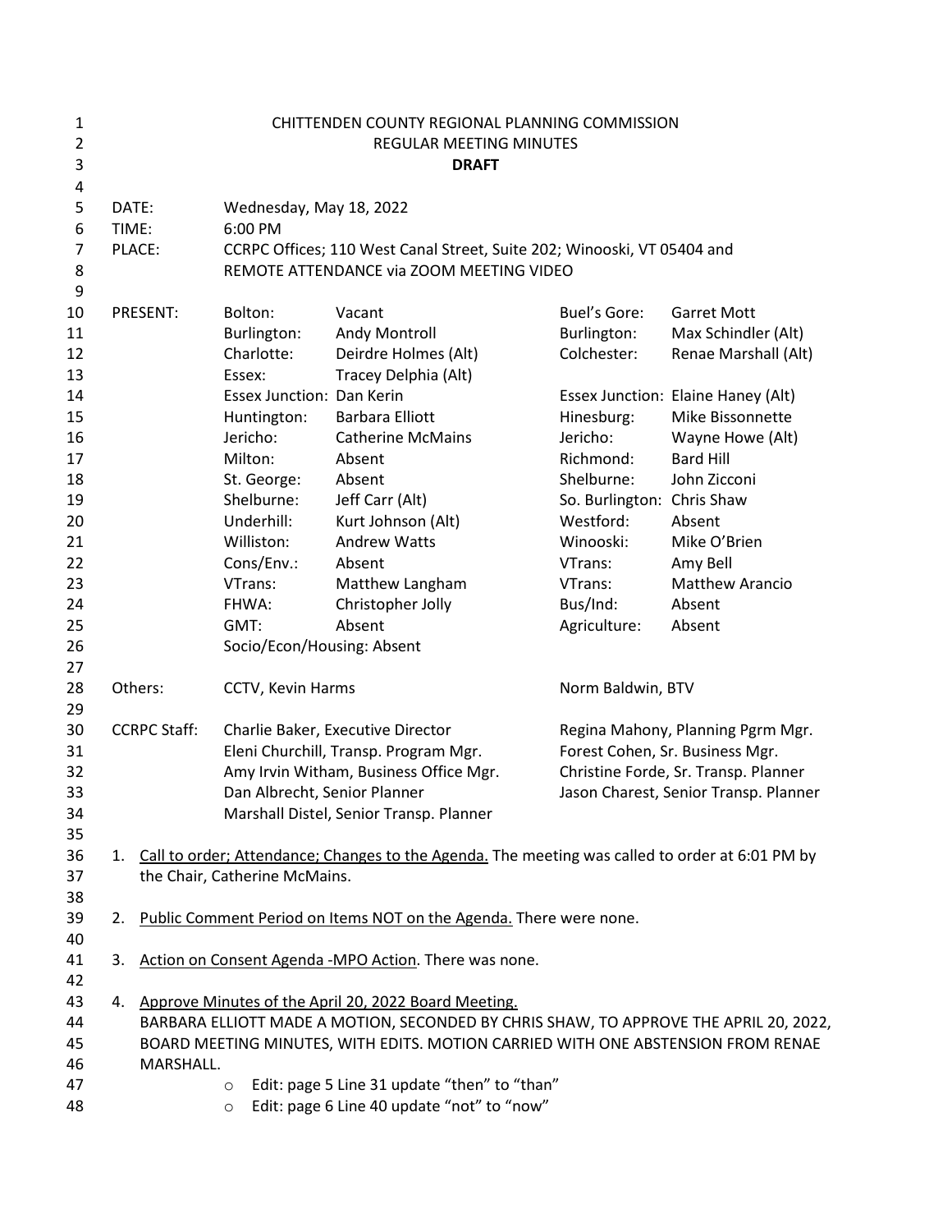CHITTENDEN COUNTY REGIONAL PLANNING COMMISSION
REGULAR MEETING MINUTES
**DRAFT**

DATE: Wednesday, May 18, 2022
TIME: 6:00 PM
PLACE: CCRPC Offices; 110 West Canal Street, Suite 202; Winooski, VT 05404 and REMOTE ATTENDANCE via ZOOM MEETING VIDEO

PRESENT:

| | | | |
|---|---|---|---|
| Bolton: | Vacant | Buel's Gore: | Garret Mott |
| Burlington: | Andy Montroll | Burlington: | Max Schindler (Alt) |
| Charlotte: | Deirdre Holmes (Alt) | Colchester: | Renae Marshall (Alt) |
| Essex: | Tracey Delphia (Alt) | | |
| Essex Junction: | Dan Kerin | Essex Junction: | Elaine Haney (Alt) |
| Huntington: | Barbara Elliott | Hinesburg: | Mike Bissonnette |
| Jericho: | Catherine McMains | Jericho: | Wayne Howe (Alt) |
| Milton: | Absent | Richmond: | Bard Hill |
| St. George: | Absent | Shelburne: | John Zicconi |
| Shelburne: | Jeff Carr (Alt) | So. Burlington: | Chris Shaw |
| Underhill: | Kurt Johnson (Alt) | Westford: | Absent |
| Williston: | Andrew Watts | Winooski: | Mike O'Brien |
| Cons/Env.: | Absent | VTrans: | Amy Bell |
| VTrans: | Matthew Langham | VTrans: | Matthew Arancio |
| FHWA: | Christopher Jolly | Bus/Ind: | Absent |
| GMT: | Absent | Agriculture: | Absent |
| Socio/Econ/Housing: | Absent | | |

Others: CCTV, Kevin Harms; Norm Baldwin, BTV

CCRPC Staff:

| | |
|---|---|
| Charlie Baker, Executive Director | Regina Mahony, Planning Pgrm Mgr. |
| Eleni Churchill, Transp. Program Mgr. | Forest Cohen, Sr. Business Mgr. |
| Amy Irvin Witham, Business Office Mgr. | Christine Forde, Sr. Transp. Planner |
| Dan Albrecht, Senior Planner | Jason Charest, Senior Transp. Planner |
| Marshall Distel, Senior Transp. Planner | |

1. Call to order; Attendance; Changes to the Agenda. The meeting was called to order at 6:01 PM by the Chair, Catherine McMains.

2. Public Comment Period on Items NOT on the Agenda. There were none.

3. Action on Consent Agenda -MPO Action. There was none.

4. Approve Minutes of the April 20, 2022 Board Meeting.
   BARBARA ELLIOTT MADE A MOTION, SECONDED BY CHRIS SHAW, TO APPROVE THE APRIL 20, 2022, BOARD MEETING MINUTES, WITH EDITS. MOTION CARRIED WITH ONE ABSTENSION FROM RENAE MARSHALL.
   - Edit: page 5 Line 31 update "then" to "than"
   - Edit: page 6 Line 40 update "not" to "now"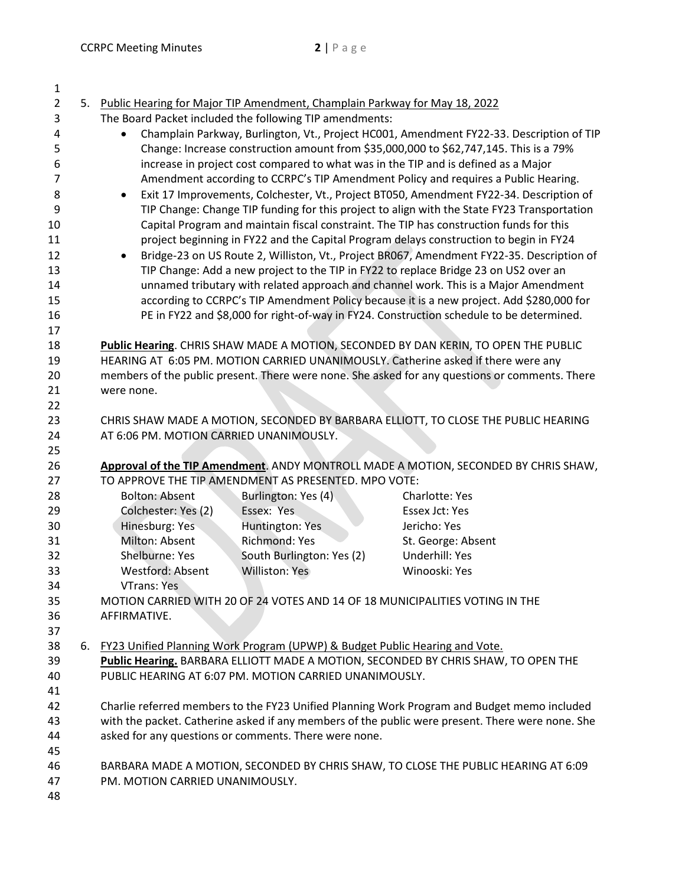5. Public Hearing for Major TIP Amendment, Champlain Parkway for May 18, 2022

   The Board Packet included the following TIP amendments:

   - Champlain Parkway, Burlington, Vt., Project HC001, Amendment FY22-33. Description of TIP Change: Increase construction amount from $35,000,000 to $62,747,145. This is a 79% increase in project cost compared to what was in the TIP and is defined as a Major Amendment according to CCRPC's TIP Amendment Policy and requires a Public Hearing.
   - Exit 17 Improvements, Colchester, Vt., Project BT050, Amendment FY22-34. Description of TIP Change: Change TIP funding for this project to align with the State FY23 Transportation Capital Program and maintain fiscal constraint. The TIP has construction funds for this project beginning in FY22 and the Capital Program delays construction to begin in FY24
   - Bridge-23 on US Route 2, Williston, Vt., Project BR067, Amendment FY22-35. Description of TIP Change: Add a new project to the TIP in FY22 to replace Bridge 23 on US2 over an unnamed tributary with related approach and channel work. This is a Major Amendment according to CCRPC's TIP Amendment Policy because it is a new project. Add $280,000 for PE in FY22 and $8,000 for right-of-way in FY24. Construction schedule to be determined.

   **Public Hearing**. CHRIS SHAW MADE A MOTION, SECONDED BY DAN KERIN, TO OPEN THE PUBLIC HEARING AT 6:05 PM. MOTION CARRIED UNANIMOUSLY. Catherine asked if there were any members of the public present. There were none. She asked for any questions or comments. There were none.

   CHRIS SHAW MADE A MOTION, SECONDED BY BARBARA ELLIOTT, TO CLOSE THE PUBLIC HEARING AT 6:06 PM. MOTION CARRIED UNANIMOUSLY.

   **Approval of the TIP Amendment**. ANDY MONTROLL MADE A MOTION, SECONDED BY CHRIS SHAW, TO APPROVE THE TIP AMENDMENT AS PRESENTED. MPO VOTE:

   | | | |
   |---|---|---|
   | Bolton: Absent | Burlington: Yes (4) | Charlotte: Yes |
   | Colchester: Yes (2) | Essex: Yes | Essex Jct: Yes |
   | Hinesburg: Yes | Huntington: Yes | Jericho: Yes |
   | Milton: Absent | Richmond: Yes | St. George: Absent |
   | Shelburne: Yes | South Burlington: Yes (2) | Underhill: Yes |
   | Westford: Absent | Williston: Yes | Winooski: Yes |
   | VTrans: Yes | | |

   MOTION CARRIED WITH 20 OF 24 VOTES AND 14 OF 18 MUNICIPALITIES VOTING IN THE AFFIRMATIVE.

6. FY23 Unified Planning Work Program (UPWP) & Budget Public Hearing and Vote.

   **Public Hearing.** BARBARA ELLIOTT MADE A MOTION, SECONDED BY CHRIS SHAW, TO OPEN THE PUBLIC HEARING AT 6:07 PM. MOTION CARRIED UNANIMOUSLY.

   Charlie referred members to the FY23 Unified Planning Work Program and Budget memo included with the packet. Catherine asked if any members of the public were present. There were none. She asked for any questions or comments. There were none.

   BARBARA MADE A MOTION, SECONDED BY CHRIS SHAW, TO CLOSE THE PUBLIC HEARING AT 6:09 PM. MOTION CARRIED UNANIMOUSLY.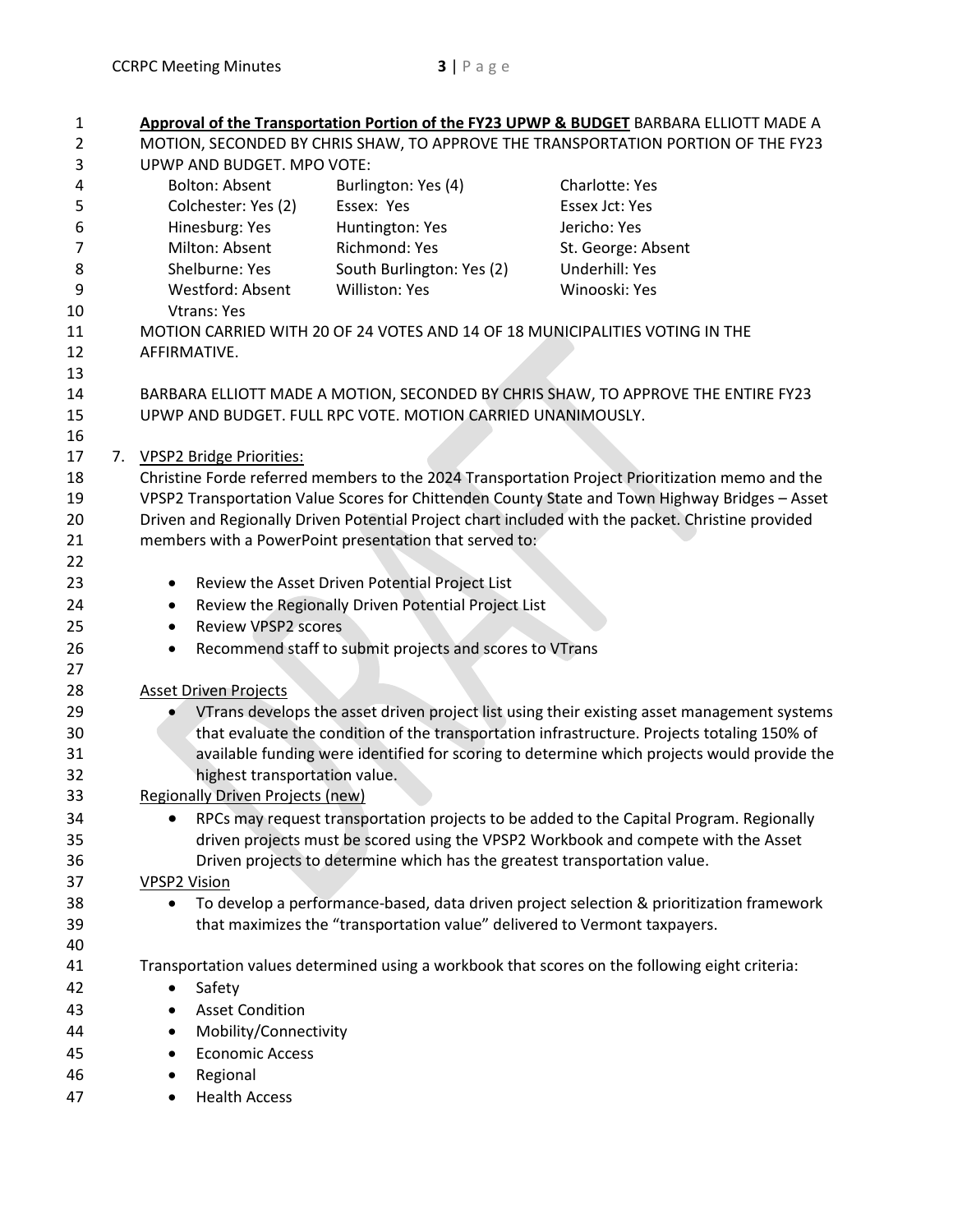**Approval of the Transportation Portion of the FY23 UPWP & BUDGET** BARBARA ELLIOTT MADE A MOTION, SECONDED BY CHRIS SHAW, TO APPROVE THE TRANSPORTATION PORTION OF THE FY23 UPWP AND BUDGET. MPO VOTE:

| | | |
|---|---|---|
| Bolton: Absent | Burlington: Yes (4) | Charlotte: Yes |
| Colchester: Yes (2) | Essex: Yes | Essex Jct: Yes |
| Hinesburg: Yes | Huntington: Yes | Jericho: Yes |
| Milton: Absent | Richmond: Yes | St. George: Absent |
| Shelburne: Yes | South Burlington: Yes (2) | Underhill: Yes |
| Westford: Absent | Williston: Yes | Winooski: Yes |
| Vtrans: Yes | | |

MOTION CARRIED WITH 20 OF 24 VOTES AND 14 OF 18 MUNICIPALITIES VOTING IN THE AFFIRMATIVE.

BARBARA ELLIOTT MADE A MOTION, SECONDED BY CHRIS SHAW, TO APPROVE THE ENTIRE FY23 UPWP AND BUDGET. FULL RPC VOTE. MOTION CARRIED UNANIMOUSLY.

7. VPSP2 Bridge Priorities:

Christine Forde referred members to the 2024 Transportation Project Prioritization memo and the VPSP2 Transportation Value Scores for Chittenden County State and Town Highway Bridges – Asset Driven and Regionally Driven Potential Project chart included with the packet. Christine provided members with a PowerPoint presentation that served to:

- Review the Asset Driven Potential Project List
- Review the Regionally Driven Potential Project List
- Review VPSP2 scores
- Recommend staff to submit projects and scores to VTrans

Asset Driven Projects

- VTrans develops the asset driven project list using their existing asset management systems that evaluate the condition of the transportation infrastructure. Projects totaling 150% of available funding were identified for scoring to determine which projects would provide the highest transportation value.

Regionally Driven Projects (new)

- RPCs may request transportation projects to be added to the Capital Program. Regionally driven projects must be scored using the VPSP2 Workbook and compete with the Asset Driven projects to determine which has the greatest transportation value.

VPSP2 Vision

- To develop a performance-based, data driven project selection & prioritization framework that maximizes the "transportation value" delivered to Vermont taxpayers.

Transportation values determined using a workbook that scores on the following eight criteria:

- Safety
- Asset Condition
- Mobility/Connectivity
- Economic Access
- Regional
- Health Access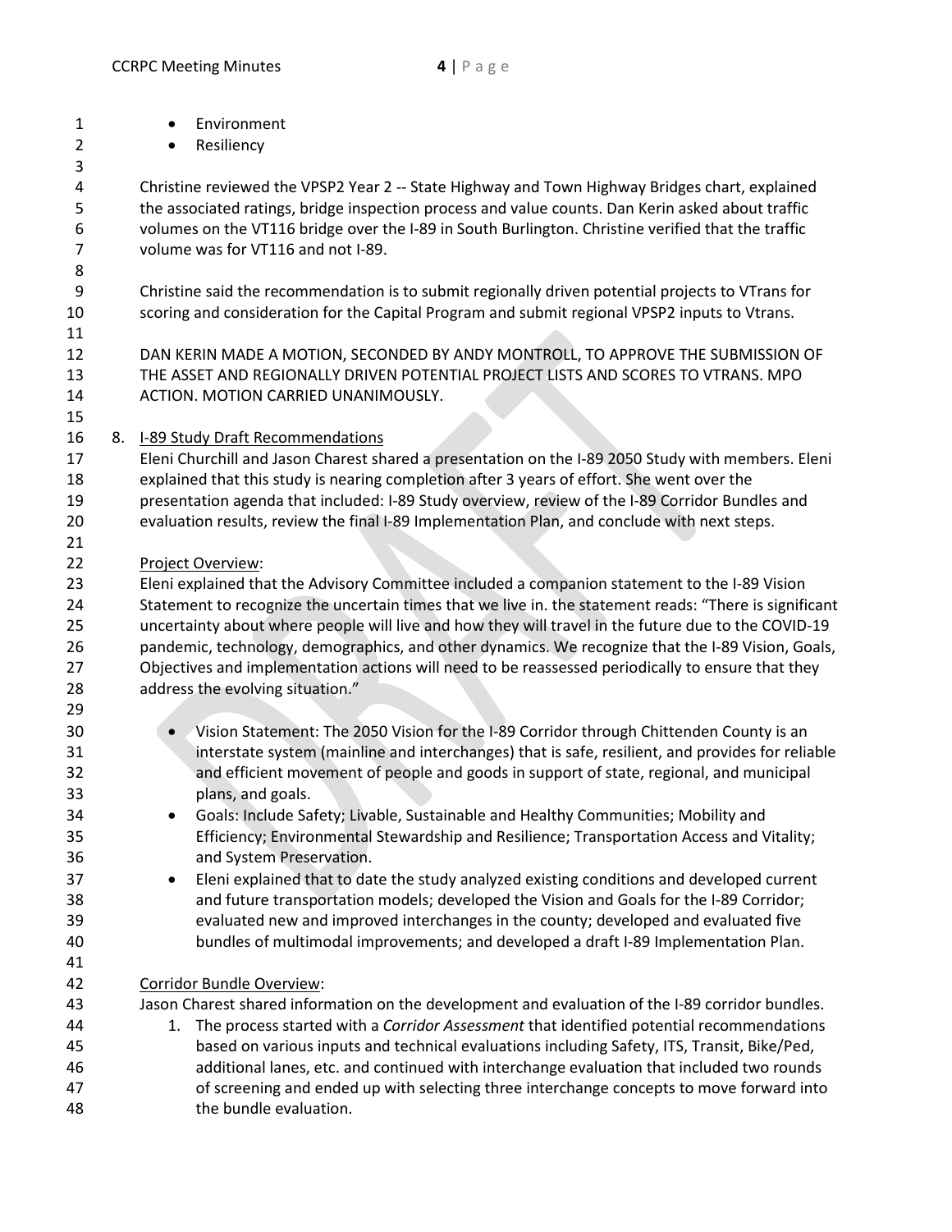- Environment
- Resiliency

Christine reviewed the VPSP2 Year 2 -- State Highway and Town Highway Bridges chart, explained the associated ratings, bridge inspection process and value counts. Dan Kerin asked about traffic volumes on the VT116 bridge over the I-89 in South Burlington. Christine verified that the traffic volume was for VT116 and not I-89.

Christine said the recommendation is to submit regionally driven potential projects to VTrans for scoring and consideration for the Capital Program and submit regional VPSP2 inputs to Vtrans.

DAN KERIN MADE A MOTION, SECONDED BY ANDY MONTROLL, TO APPROVE THE SUBMISSION OF THE ASSET AND REGIONALLY DRIVEN POTENTIAL PROJECT LISTS AND SCORES TO VTRANS. MPO ACTION. MOTION CARRIED UNANIMOUSLY.

8. I-89 Study Draft Recommendations

Eleni Churchill and Jason Charest shared a presentation on the I-89 2050 Study with members. Eleni explained that this study is nearing completion after 3 years of effort. She went over the presentation agenda that included: I-89 Study overview, review of the I-89 Corridor Bundles and evaluation results, review the final I-89 Implementation Plan, and conclude with next steps.

Project Overview:

Eleni explained that the Advisory Committee included a companion statement to the I-89 Vision Statement to recognize the uncertain times that we live in. the statement reads: "There is significant uncertainty about where people will live and how they will travel in the future due to the COVID-19 pandemic, technology, demographics, and other dynamics. We recognize that the I-89 Vision, Goals, Objectives and implementation actions will need to be reassessed periodically to ensure that they address the evolving situation."

- Vision Statement: The 2050 Vision for the I-89 Corridor through Chittenden County is an interstate system (mainline and interchanges) that is safe, resilient, and provides for reliable and efficient movement of people and goods in support of state, regional, and municipal plans, and goals.
- Goals: Include Safety; Livable, Sustainable and Healthy Communities; Mobility and Efficiency; Environmental Stewardship and Resilience; Transportation Access and Vitality; and System Preservation.
- Eleni explained that to date the study analyzed existing conditions and developed current and future transportation models; developed the Vision and Goals for the I-89 Corridor; evaluated new and improved interchanges in the county; developed and evaluated five bundles of multimodal improvements; and developed a draft I-89 Implementation Plan.

Corridor Bundle Overview:

Jason Charest shared information on the development and evaluation of the I-89 corridor bundles.

1. The process started with a *Corridor Assessment* that identified potential recommendations based on various inputs and technical evaluations including Safety, ITS, Transit, Bike/Ped, additional lanes, etc. and continued with interchange evaluation that included two rounds of screening and ended up with selecting three interchange concepts to move forward into the bundle evaluation.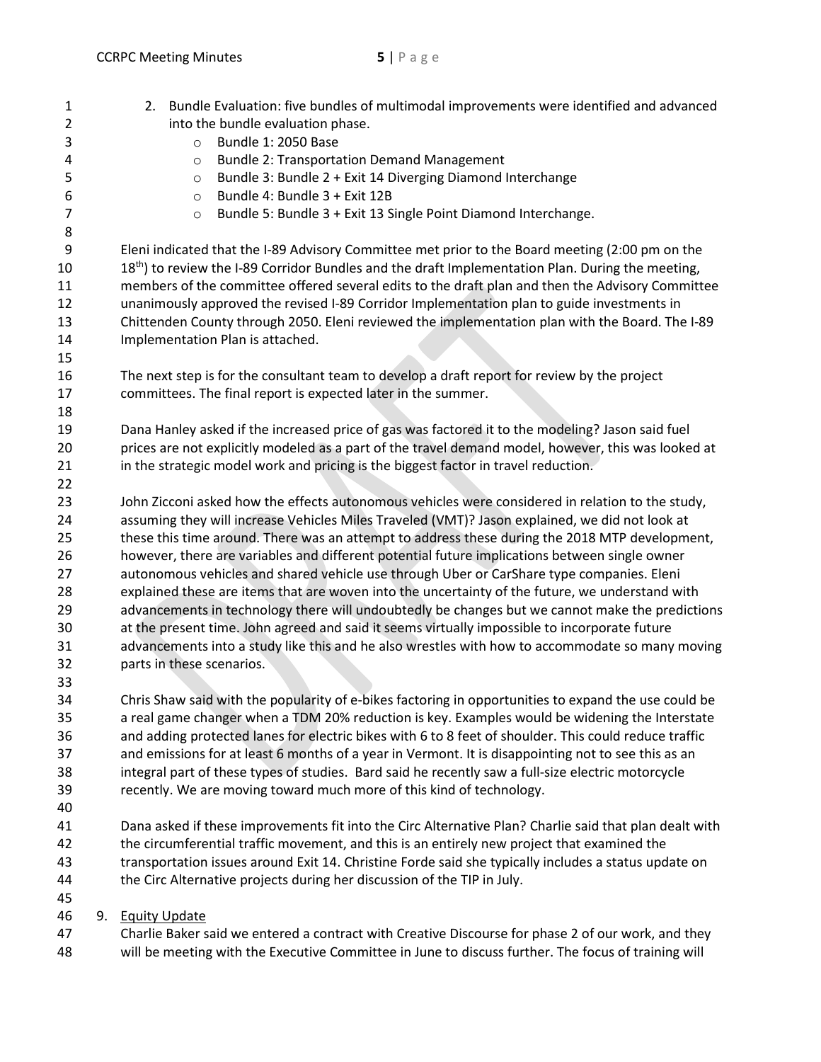2. Bundle Evaluation: five bundles of multimodal improvements were identified and advanced into the bundle evaluation phase.
   - Bundle 1: 2050 Base
   - Bundle 2: Transportation Demand Management
   - Bundle 3: Bundle 2 + Exit 14 Diverging Diamond Interchange
   - Bundle 4: Bundle 3 + Exit 12B
   - Bundle 5: Bundle 3 + Exit 13 Single Point Diamond Interchange.

Eleni indicated that the I-89 Advisory Committee met prior to the Board meeting (2:00 pm on the 18th) to review the I-89 Corridor Bundles and the draft Implementation Plan. During the meeting, members of the committee offered several edits to the draft plan and then the Advisory Committee unanimously approved the revised I-89 Corridor Implementation plan to guide investments in Chittenden County through 2050. Eleni reviewed the implementation plan with the Board. The I-89 Implementation Plan is attached.

The next step is for the consultant team to develop a draft report for review by the project committees. The final report is expected later in the summer.

Dana Hanley asked if the increased price of gas was factored it to the modeling? Jason said fuel prices are not explicitly modeled as a part of the travel demand model, however, this was looked at in the strategic model work and pricing is the biggest factor in travel reduction.

John Zicconi asked how the effects autonomous vehicles were considered in relation to the study, assuming they will increase Vehicles Miles Traveled (VMT)? Jason explained, we did not look at these this time around. There was an attempt to address these during the 2018 MTP development, however, there are variables and different potential future implications between single owner autonomous vehicles and shared vehicle use through Uber or CarShare type companies. Eleni explained these are items that are woven into the uncertainty of the future, we understand with advancements in technology there will undoubtedly be changes but we cannot make the predictions at the present time. John agreed and said it seems virtually impossible to incorporate future advancements into a study like this and he also wrestles with how to accommodate so many moving parts in these scenarios.

Chris Shaw said with the popularity of e-bikes factoring in opportunities to expand the use could be a real game changer when a TDM 20% reduction is key. Examples would be widening the Interstate and adding protected lanes for electric bikes with 6 to 8 feet of shoulder. This could reduce traffic and emissions for at least 6 months of a year in Vermont. It is disappointing not to see this as an integral part of these types of studies. Bard said he recently saw a full-size electric motorcycle recently. We are moving toward much more of this kind of technology.

Dana asked if these improvements fit into the Circ Alternative Plan? Charlie said that plan dealt with the circumferential traffic movement, and this is an entirely new project that examined the transportation issues around Exit 14. Christine Forde said she typically includes a status update on the Circ Alternative projects during her discussion of the TIP in July.

9. Equity Update

Charlie Baker said we entered a contract with Creative Discourse for phase 2 of our work, and they will be meeting with the Executive Committee in June to discuss further. The focus of training will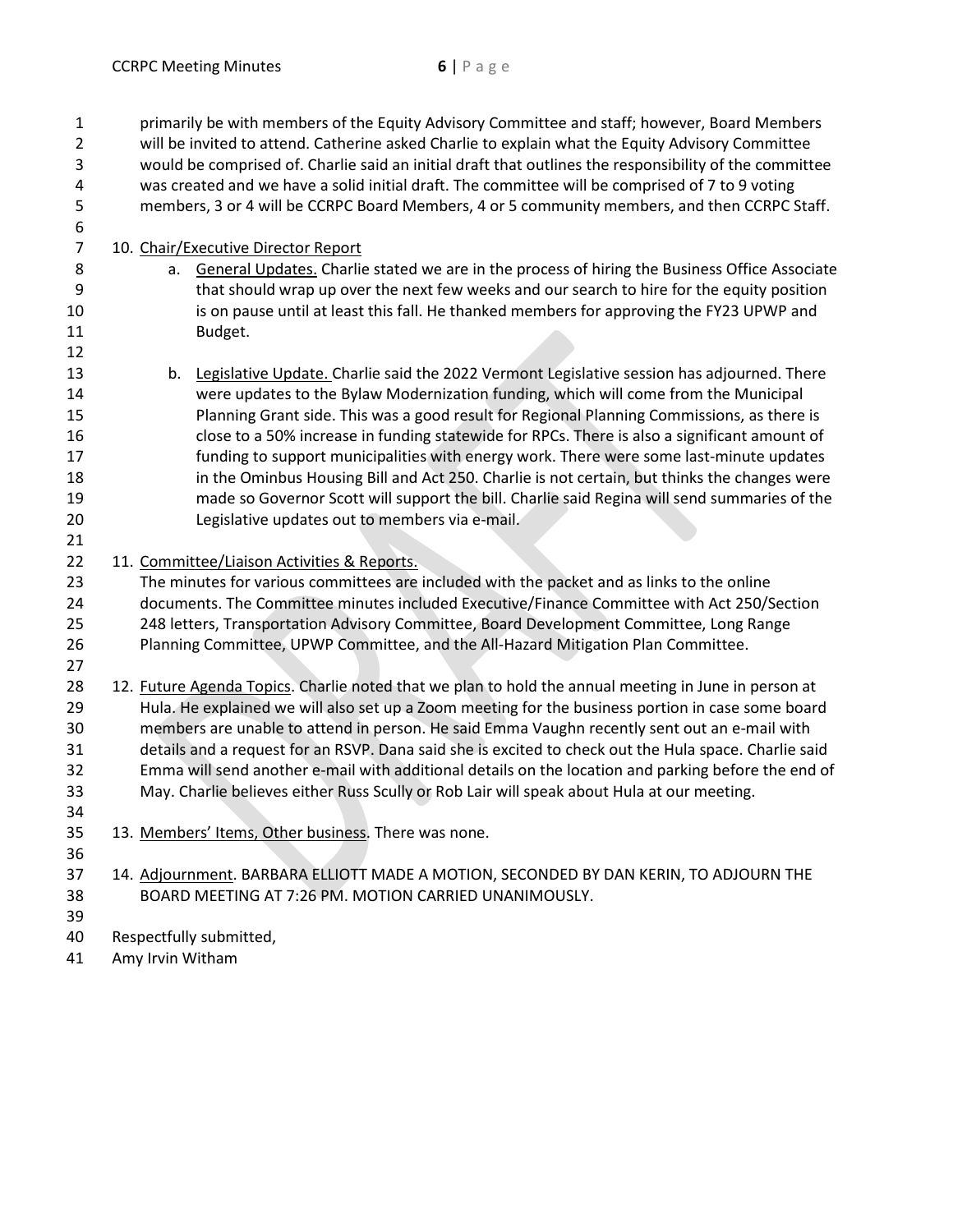primarily be with members of the Equity Advisory Committee and staff; however, Board Members will be invited to attend. Catherine asked Charlie to explain what the Equity Advisory Committee would be comprised of. Charlie said an initial draft that outlines the responsibility of the committee was created and we have a solid initial draft. The committee will be comprised of 7 to 9 voting members, 3 or 4 will be CCRPC Board Members, 4 or 5 community members, and then CCRPC Staff.

10. Chair/Executive Director Report
    a. General Updates. Charlie stated we are in the process of hiring the Business Office Associate that should wrap up over the next few weeks and our search to hire for the equity position is on pause until at least this fall. He thanked members for approving the FY23 UPWP and Budget.

    b. Legislative Update. Charlie said the 2022 Vermont Legislative session has adjourned. There were updates to the Bylaw Modernization funding, which will come from the Municipal Planning Grant side. This was a good result for Regional Planning Commissions, as there is close to a 50% increase in funding statewide for RPCs. There is also a significant amount of funding to support municipalities with energy work. There were some last-minute updates in the Ominbus Housing Bill and Act 250. Charlie is not certain, but thinks the changes were made so Governor Scott will support the bill. Charlie said Regina will send summaries of the Legislative updates out to members via e-mail.

11. Committee/Liaison Activities & Reports.
    The minutes for various committees are included with the packet and as links to the online documents. The Committee minutes included Executive/Finance Committee with Act 250/Section 248 letters, Transportation Advisory Committee, Board Development Committee, Long Range Planning Committee, UPWP Committee, and the All-Hazard Mitigation Plan Committee.

12. Future Agenda Topics. Charlie noted that we plan to hold the annual meeting in June in person at Hula. He explained we will also set up a Zoom meeting for the business portion in case some board members are unable to attend in person. He said Emma Vaughn recently sent out an e-mail with details and a request for an RSVP. Dana said she is excited to check out the Hula space. Charlie said Emma will send another e-mail with additional details on the location and parking before the end of May. Charlie believes either Russ Scully or Rob Lair will speak about Hula at our meeting.

13. Members' Items, Other business. There was none.

14. Adjournment. BARBARA ELLIOTT MADE A MOTION, SECONDED BY DAN KERIN, TO ADJOURN THE BOARD MEETING AT 7:26 PM. MOTION CARRIED UNANIMOUSLY.

Respectfully submitted,
Amy Irvin Witham